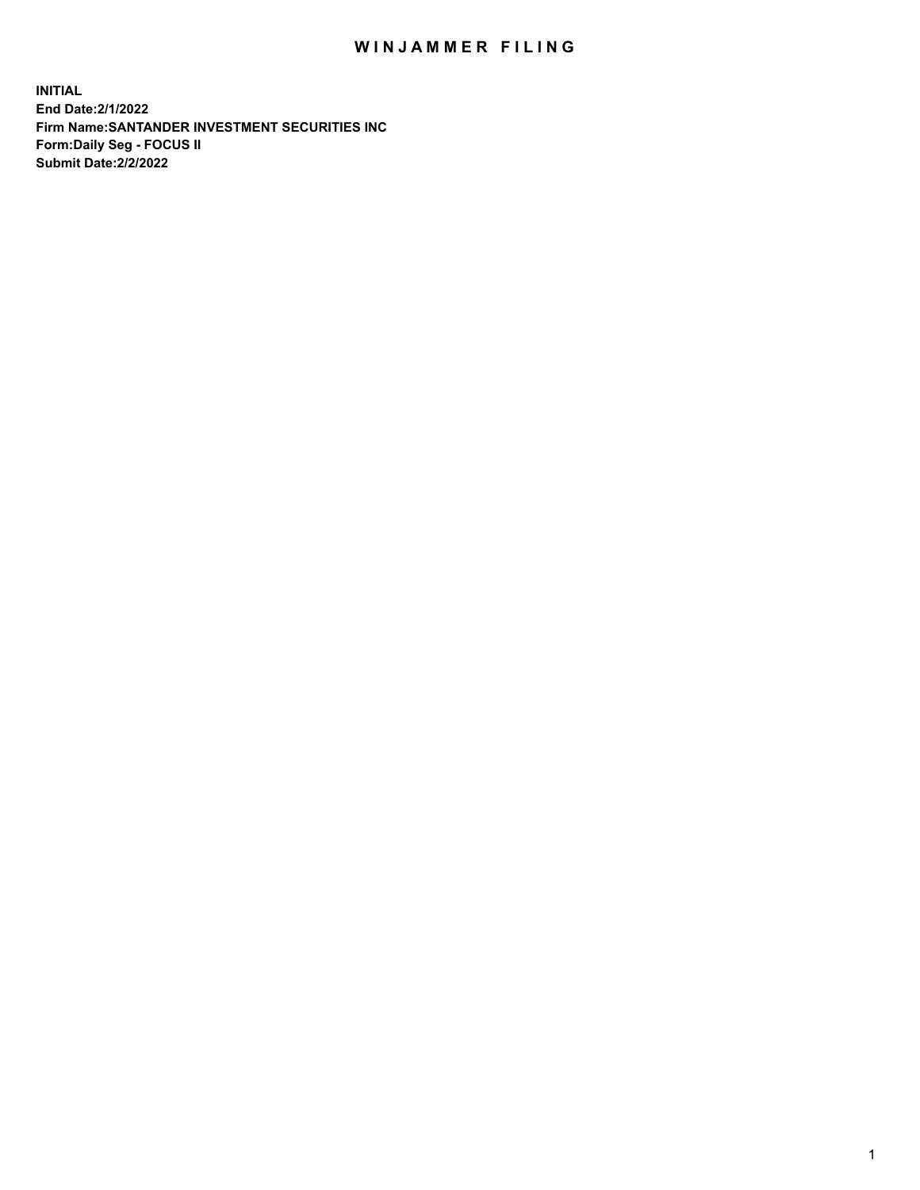# WINJAMMER FILING

**INITIAL**
**End Date:2/1/2022**
**Firm Name:SANTANDER INVESTMENT SECURITIES INC**
**Form:Daily Seg - FOCUS II**
**Submit Date:2/2/2022**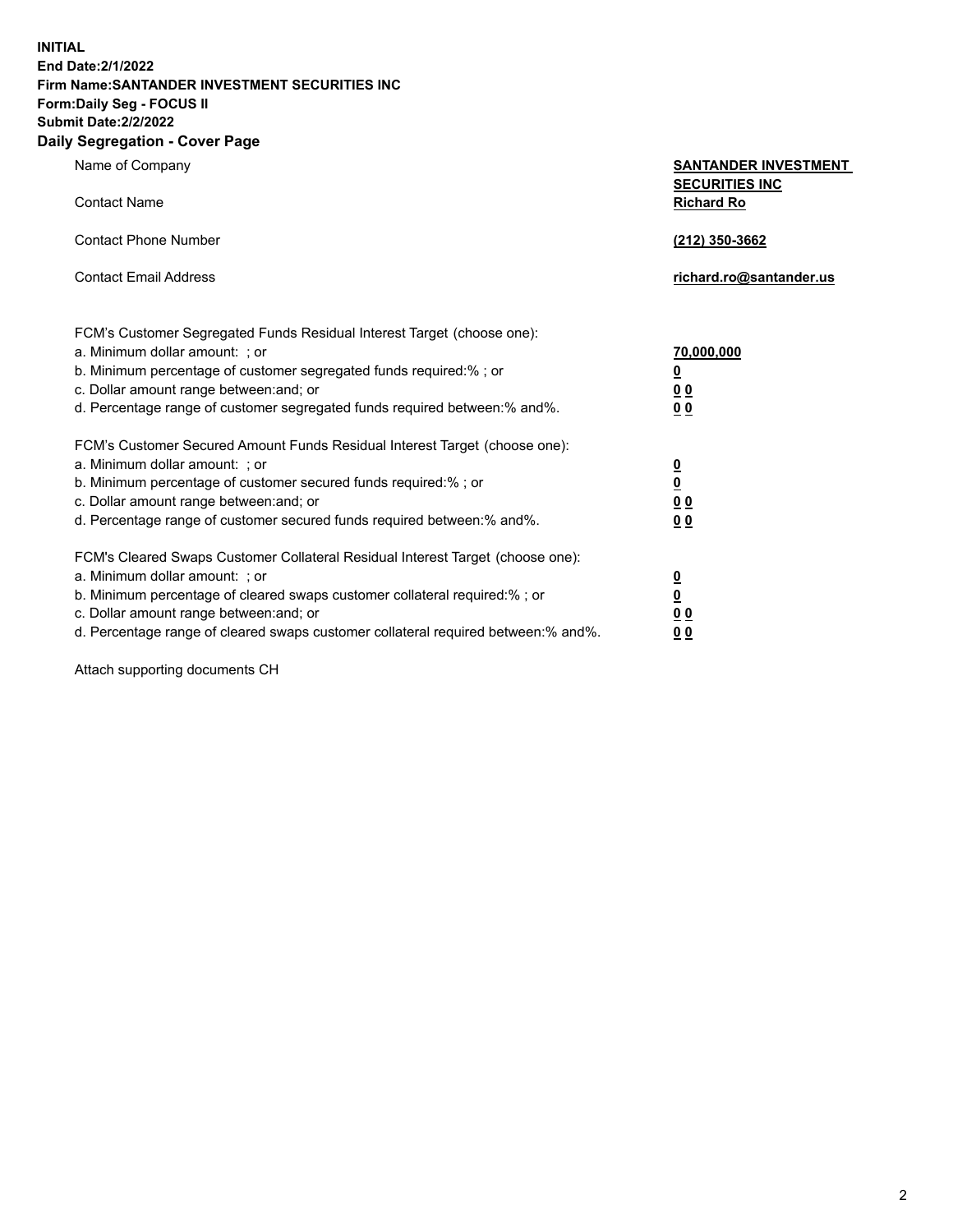**INITIAL**
**End Date:2/1/2022**
**Firm Name:SANTANDER INVESTMENT SECURITIES INC**
**Form:Daily Seg - FOCUS II**
**Submit Date:2/2/2022**

## Daily Segregation - Cover Page

| | |
|---|---|
| Name of Company | **SANTANDER INVESTMENT SECURITIES INC** |
| Contact Name | **Richard Ro** |
| Contact Phone Number | **(212) 350-3662** |
| Contact Email Address | **richard.ro@santander.us** |

| | |
|---|---|
| FCM's Customer Segregated Funds Residual Interest Target (choose one): | |
| a. Minimum dollar amount: ; or | **70,000,000** |
| b. Minimum percentage of customer segregated funds required:% ; or | **0** |
| c. Dollar amount range between:and; or | **0 0** |
| d. Percentage range of customer segregated funds required between:% and%. | **0 0** |
| FCM's Customer Secured Amount Funds Residual Interest Target (choose one): | |
| a. Minimum dollar amount: ; or | **0** |
| b. Minimum percentage of customer secured funds required:% ; or | **0** |
| c. Dollar amount range between:and; or | **0 0** |
| d. Percentage range of customer secured funds required between:% and%. | **0 0** |
| FCM's Cleared Swaps Customer Collateral Residual Interest Target (choose one): | |
| a. Minimum dollar amount: ; or | **0** |
| b. Minimum percentage of cleared swaps customer collateral required:% ; or | **0** |
| c. Dollar amount range between:and; or | **0 0** |
| d. Percentage range of cleared swaps customer collateral required between:% and%. | **0 0** |

Attach supporting documents CH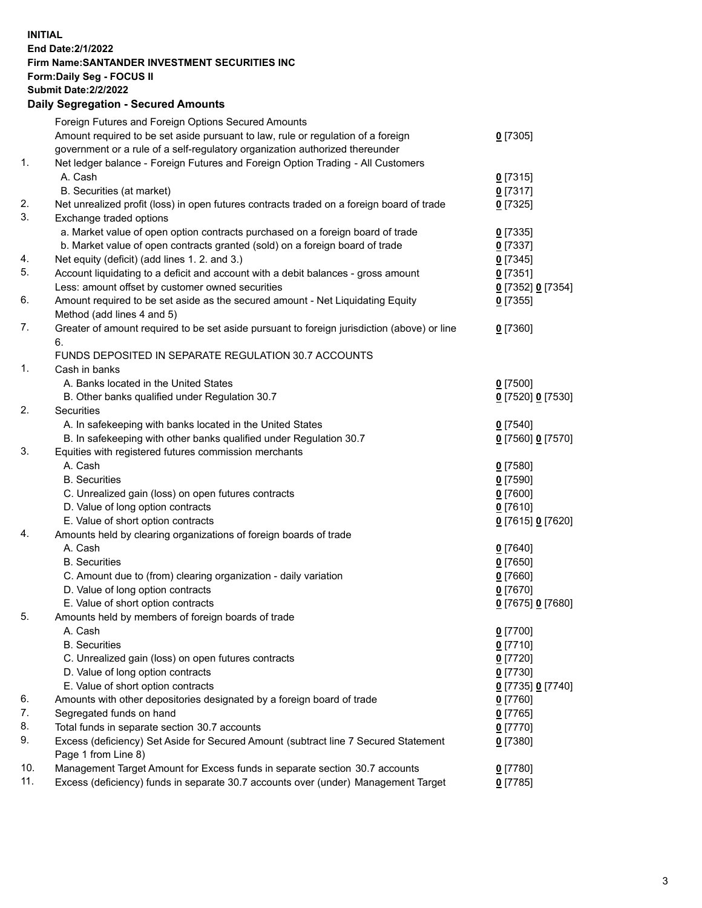**INITIAL**
**End Date:2/1/2022**
**Firm Name:SANTANDER INVESTMENT SECURITIES INC**
**Form:Daily Seg - FOCUS II**
**Submit Date:2/2/2022**

## Daily Segregation - Secured Amounts

| | | |
|---|---|---|
| | Foreign Futures and Foreign Options Secured Amounts | |
| | Amount required to be set aside pursuant to law, rule or regulation of a foreign government or a rule of a self-regulatory organization authorized thereunder | 0 [7305] |
| 1. | Net ledger balance - Foreign Futures and Foreign Option Trading - All Customers | |
| | A. Cash | 0 [7315] |
| | B. Securities (at market) | 0 [7317] |
| 2. | Net unrealized profit (loss) in open futures contracts traded on a foreign board of trade | 0 [7325] |
| 3. | Exchange traded options | |
| | a. Market value of open option contracts purchased on a foreign board of trade | 0 [7335] |
| | b. Market value of open contracts granted (sold) on a foreign board of trade | 0 [7337] |
| 4. | Net equity (deficit) (add lines 1. 2. and 3.) | 0 [7345] |
| 5. | Account liquidating to a deficit and account with a debit balances - gross amount | 0 [7351] |
| | Less: amount offset by customer owned securities | 0 [7352] 0 [7354] |
| 6. | Amount required to be set aside as the secured amount - Net Liquidating Equity Method (add lines 4 and 5) | 0 [7355] |
| 7. | Greater of amount required to be set aside pursuant to foreign jurisdiction (above) or line 6. | 0 [7360] |
| | FUNDS DEPOSITED IN SEPARATE REGULATION 30.7 ACCOUNTS | |
| 1. | Cash in banks | |
| | A. Banks located in the United States | 0 [7500] |
| | B. Other banks qualified under Regulation 30.7 | 0 [7520] 0 [7530] |
| 2. | Securities | |
| | A. In safekeeping with banks located in the United States | 0 [7540] |
| | B. In safekeeping with other banks qualified under Regulation 30.7 | 0 [7560] 0 [7570] |
| 3. | Equities with registered futures commission merchants | |
| | A. Cash | 0 [7580] |
| | B. Securities | 0 [7590] |
| | C. Unrealized gain (loss) on open futures contracts | 0 [7600] |
| | D. Value of long option contracts | 0 [7610] |
| | E. Value of short option contracts | 0 [7615] 0 [7620] |
| 4. | Amounts held by clearing organizations of foreign boards of trade | |
| | A. Cash | 0 [7640] |
| | B. Securities | 0 [7650] |
| | C. Amount due to (from) clearing organization - daily variation | 0 [7660] |
| | D. Value of long option contracts | 0 [7670] |
| | E. Value of short option contracts | 0 [7675] 0 [7680] |
| 5. | Amounts held by members of foreign boards of trade | |
| | A. Cash | 0 [7700] |
| | B. Securities | 0 [7710] |
| | C. Unrealized gain (loss) on open futures contracts | 0 [7720] |
| | D. Value of long option contracts | 0 [7730] |
| | E. Value of short option contracts | 0 [7735] 0 [7740] |
| 6. | Amounts with other depositories designated by a foreign board of trade | 0 [7760] |
| 7. | Segregated funds on hand | 0 [7765] |
| 8. | Total funds in separate section 30.7 accounts | 0 [7770] |
| 9. | Excess (deficiency) Set Aside for Secured Amount (subtract line 7 Secured Statement Page 1 from Line 8) | 0 [7380] |
| 10. | Management Target Amount for Excess funds in separate section 30.7 accounts | 0 [7780] |
| 11. | Excess (deficiency) funds in separate 30.7 accounts over (under) Management Target | 0 [7785] |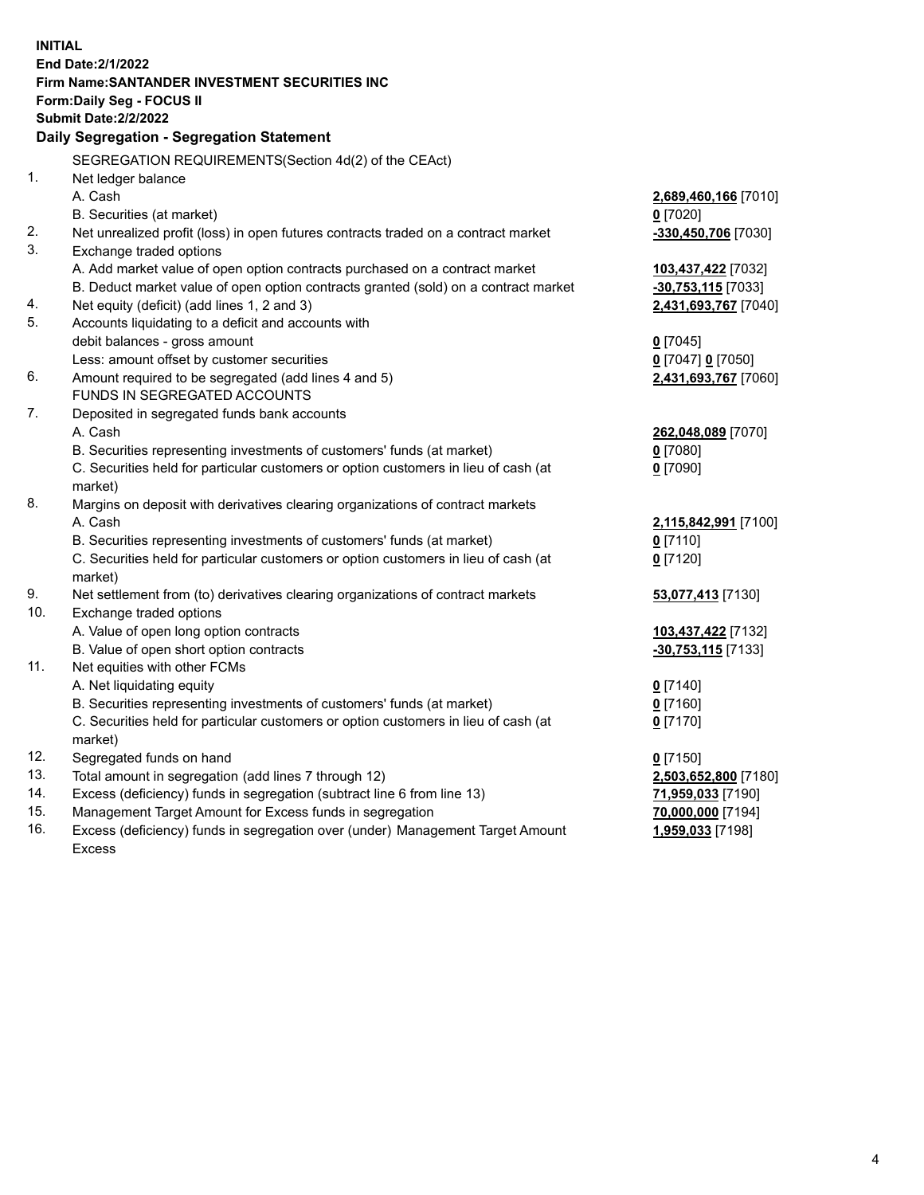**INITIAL**
**End Date:2/1/2022**
**Firm Name:SANTANDER INVESTMENT SECURITIES INC**
**Form:Daily Seg - FOCUS II**
**Submit Date:2/2/2022**

## Daily Segregation - Segregation Statement

| | | |
|---|---|---|
| | SEGREGATION REQUIREMENTS(Section 4d(2) of the CEAct) | |
| 1. | Net ledger balance | |
| | A. Cash | **2,689,460,166** [7010] |
| | B. Securities (at market) | **0** [7020] |
| 2. | Net unrealized profit (loss) in open futures contracts traded on a contract market | **-330,450,706** [7030] |
| 3. | Exchange traded options | |
| | A. Add market value of open option contracts purchased on a contract market | **103,437,422** [7032] |
| | B. Deduct market value of open option contracts granted (sold) on a contract market | **-30,753,115** [7033] |
| 4. | Net equity (deficit) (add lines 1, 2 and 3) | **2,431,693,767** [7040] |
| 5. | Accounts liquidating to a deficit and accounts with debit balances - gross amount | **0** [7045] |
| | Less: amount offset by customer securities | **0** [7047] **0** [7050] |
| 6. | Amount required to be segregated (add lines 4 and 5) | **2,431,693,767** [7060] |
| | FUNDS IN SEGREGATED ACCOUNTS | |
| 7. | Deposited in segregated funds bank accounts | |
| | A. Cash | **262,048,089** [7070] |
| | B. Securities representing investments of customers' funds (at market) | **0** [7080] |
| | C. Securities held for particular customers or option customers in lieu of cash (at market) | **0** [7090] |
| 8. | Margins on deposit with derivatives clearing organizations of contract markets | |
| | A. Cash | **2,115,842,991** [7100] |
| | B. Securities representing investments of customers' funds (at market) | **0** [7110] |
| | C. Securities held for particular customers or option customers in lieu of cash (at market) | **0** [7120] |
| 9. | Net settlement from (to) derivatives clearing organizations of contract markets | **53,077,413** [7130] |
| 10. | Exchange traded options | |
| | A. Value of open long option contracts | **103,437,422** [7132] |
| | B. Value of open short option contracts | **-30,753,115** [7133] |
| 11. | Net equities with other FCMs | |
| | A. Net liquidating equity | **0** [7140] |
| | B. Securities representing investments of customers' funds (at market) | **0** [7160] |
| | C. Securities held for particular customers or option customers in lieu of cash (at market) | **0** [7170] |
| 12. | Segregated funds on hand | **0** [7150] |
| 13. | Total amount in segregation (add lines 7 through 12) | **2,503,652,800** [7180] |
| 14. | Excess (deficiency) funds in segregation (subtract line 6 from line 13) | **71,959,033** [7190] |
| 15. | Management Target Amount for Excess funds in segregation | **70,000,000** [7194] |
| 16. | Excess (deficiency) funds in segregation over (under) Management Target Amount Excess | **1,959,033** [7198] |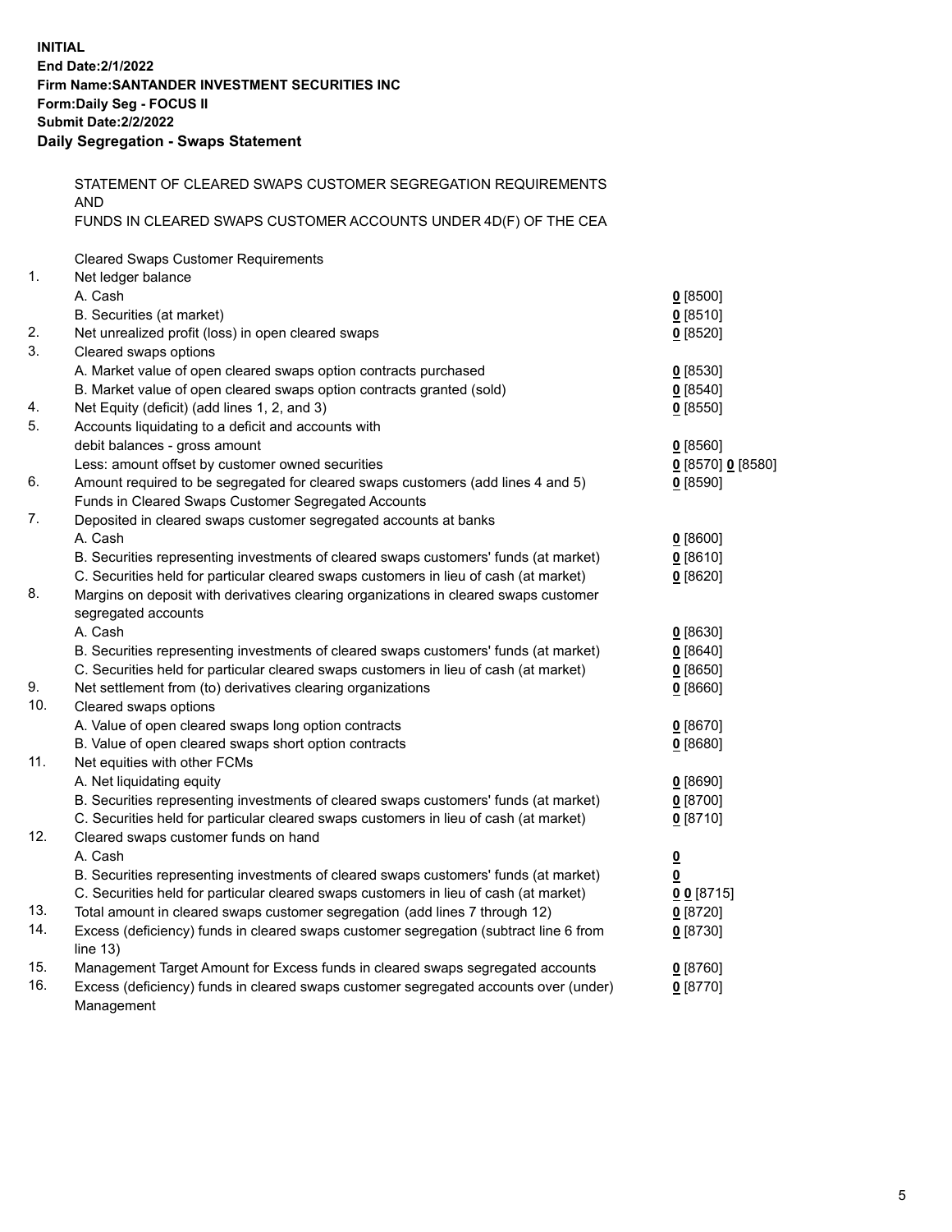**INITIAL**
**End Date:2/1/2022**
**Firm Name:SANTANDER INVESTMENT SECURITIES INC**
**Form:Daily Seg - FOCUS II**
**Submit Date:2/2/2022**
**Daily Segregation - Swaps Statement**

STATEMENT OF CLEARED SWAPS CUSTOMER SEGREGATION REQUIREMENTS AND FUNDS IN CLEARED SWAPS CUSTOMER ACCOUNTS UNDER 4D(F) OF THE CEA

| | | |
|---|---|---|
| | Cleared Swaps Customer Requirements | |
| 1. | Net ledger balance | |
| | A. Cash | 0 [8500] |
| | B. Securities (at market) | 0 [8510] |
| 2. | Net unrealized profit (loss) in open cleared swaps | 0 [8520] |
| 3. | Cleared swaps options | |
| | A. Market value of open cleared swaps option contracts purchased | 0 [8530] |
| | B. Market value of open cleared swaps option contracts granted (sold) | 0 [8540] |
| 4. | Net Equity (deficit) (add lines 1, 2, and 3) | 0 [8550] |
| 5. | Accounts liquidating to a deficit and accounts with debit balances - gross amount | 0 [8560] |
| | Less: amount offset by customer owned securities | 0 [8570] 0 [8580] |
| 6. | Amount required to be segregated for cleared swaps customers (add lines 4 and 5) | 0 [8590] |
| | Funds in Cleared Swaps Customer Segregated Accounts | |
| 7. | Deposited in cleared swaps customer segregated accounts at banks | |
| | A. Cash | 0 [8600] |
| | B. Securities representing investments of cleared swaps customers' funds (at market) | 0 [8610] |
| | C. Securities held for particular cleared swaps customers in lieu of cash (at market) | 0 [8620] |
| 8. | Margins on deposit with derivatives clearing organizations in cleared swaps customer segregated accounts | |
| | A. Cash | 0 [8630] |
| | B. Securities representing investments of cleared swaps customers' funds (at market) | 0 [8640] |
| | C. Securities held for particular cleared swaps customers in lieu of cash (at market) | 0 [8650] |
| 9. | Net settlement from (to) derivatives clearing organizations | 0 [8660] |
| 10. | Cleared swaps options | |
| | A. Value of open cleared swaps long option contracts | 0 [8670] |
| | B. Value of open cleared swaps short option contracts | 0 [8680] |
| 11. | Net equities with other FCMs | |
| | A. Net liquidating equity | 0 [8690] |
| | B. Securities representing investments of cleared swaps customers' funds (at market) | 0 [8700] |
| | C. Securities held for particular cleared swaps customers in lieu of cash (at market) | 0 [8710] |
| 12. | Cleared swaps customer funds on hand | |
| | A. Cash | 0 |
| | B. Securities representing investments of cleared swaps customers' funds (at market) | 0 |
| | C. Securities held for particular cleared swaps customers in lieu of cash (at market) | 0 0 [8715] |
| 13. | Total amount in cleared swaps customer segregation (add lines 7 through 12) | 0 [8720] |
| 14. | Excess (deficiency) funds in cleared swaps customer segregation (subtract line 6 from line 13) | 0 [8730] |
| 15. | Management Target Amount for Excess funds in cleared swaps segregated accounts | 0 [8760] |
| 16. | Excess (deficiency) funds in cleared swaps customer segregated accounts over (under) Management | 0 [8770] |